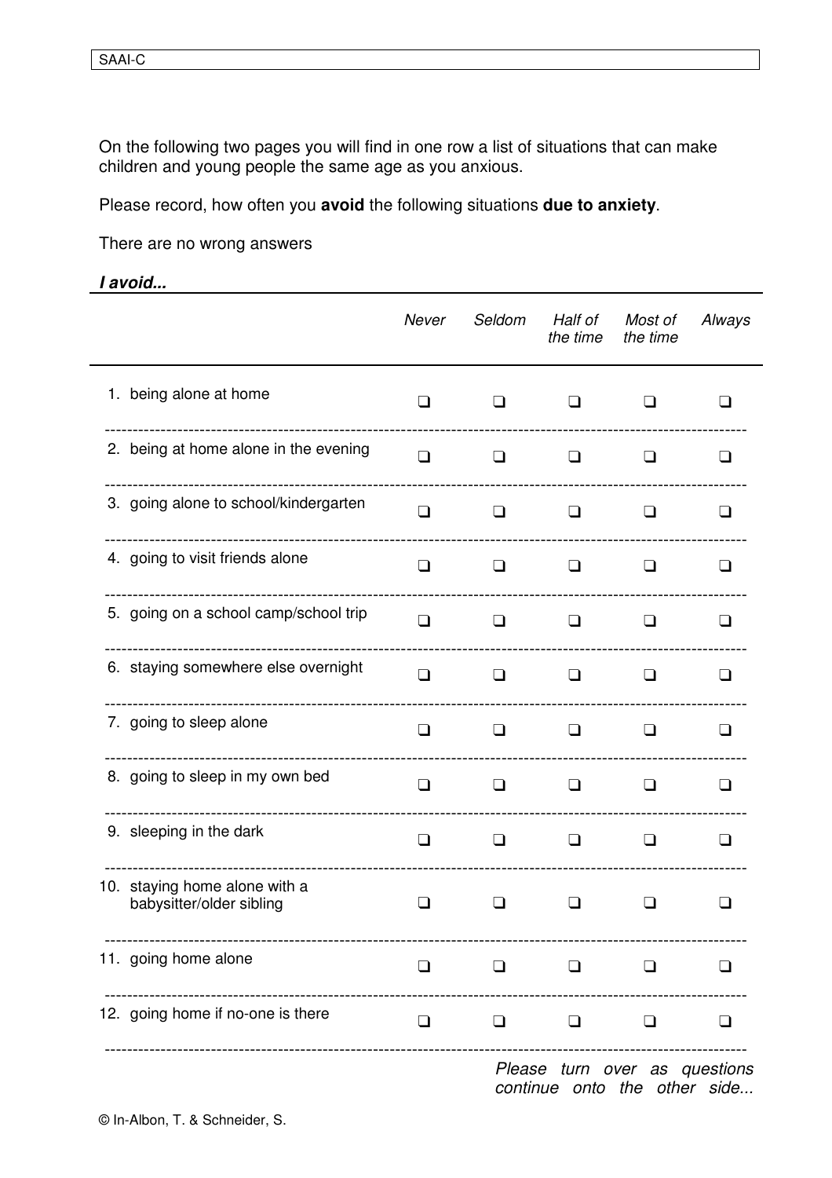On the following two pages you will find in one row a list of situations that can make children and young people the same age as you anxious.

Please record, how often you **avoid** the following situations **due to anxiety**.

There are no wrong answers

***I avoid...***

| | *Never* | *Seldom* | *Half of the time* | *Most of the time* | *Always* |
|---|---|---|---|---|---|
| 1. being alone at home | ❑ | ❑ | ❑ | ❑ | ❑ |
| 2. being at home alone in the evening | ❑ | ❑ | ❑ | ❑ | ❑ |
| 3. going alone to school/kindergarten | ❑ | ❑ | ❑ | ❑ | ❑ |
| 4. going to visit friends alone | ❑ | ❑ | ❑ | ❑ | ❑ |
| 5. going on a school camp/school trip | ❑ | ❑ | ❑ | ❑ | ❑ |
| 6. staying somewhere else overnight | ❑ | ❑ | ❑ | ❑ | ❑ |
| 7. going to sleep alone | ❑ | ❑ | ❑ | ❑ | ❑ |
| 8. going to sleep in my own bed | ❑ | ❑ | ❑ | ❑ | ❑ |
| 9. sleeping in the dark | ❑ | ❑ | ❑ | ❑ | ❑ |
| 10. staying home alone with a babysitter/older sibling | ❑ | ❑ | ❑ | ❑ | ❑ |
| 11. going home alone | ❑ | ❑ | ❑ | ❑ | ❑ |
| 12. going home if no-one is there | ❑ | ❑ | ❑ | ❑ | ❑ |

*Please turn over as questions continue onto the other side...*

© In-Albon, T. & Schneider, S.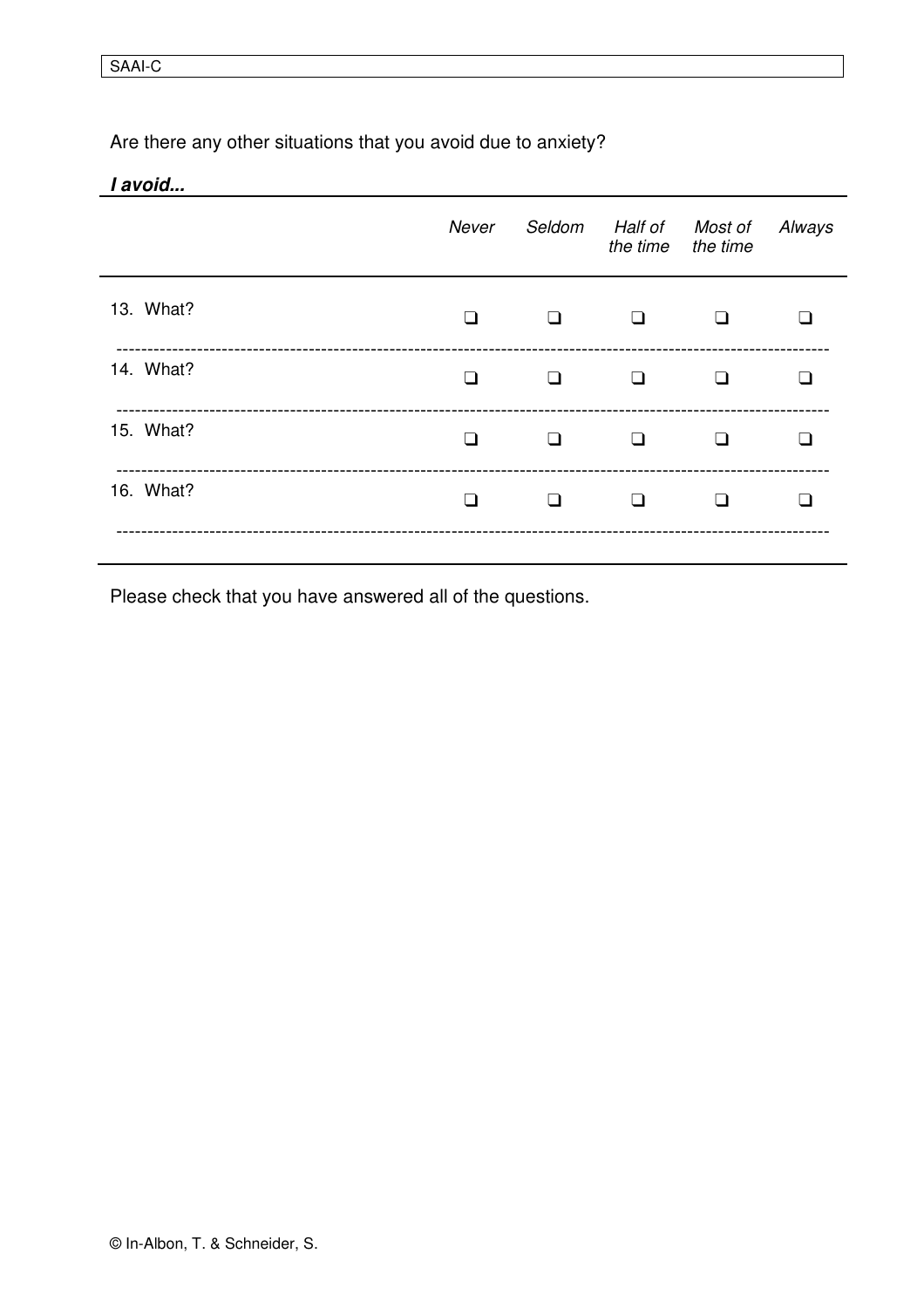Are there any other situations that you avoid due to anxiety?

***I avoid...***

| | *Never* | *Seldom* | *Half of the time* | *Most of the time* | *Always* |
|---|---|---|---|---|---|
| 13. What? | ❑ | ❑ | ❑ | ❑ | ❑ |
| 14. What? | ❑ | ❑ | ❑ | ❑ | ❑ |
| 15. What? | ❑ | ❑ | ❑ | ❑ | ❑ |
| 16. What? | ❑ | ❑ | ❑ | ❑ | ❑ |

Please check that you have answered all of the questions.

© In-Albon, T. & Schneider, S.